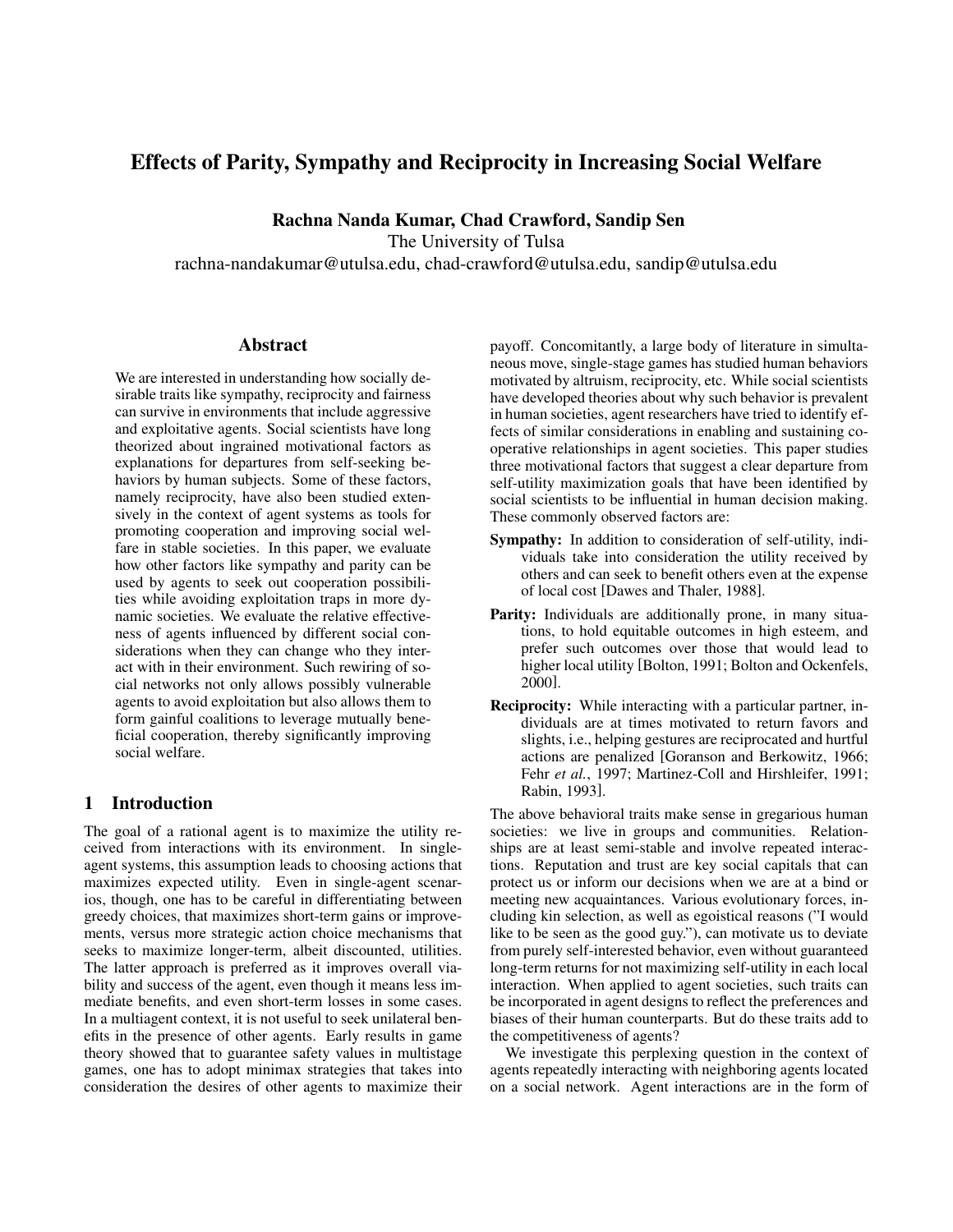# Effects of Parity, Sympathy and Reciprocity in Increasing Social Welfare

**Rachna Nanda Kumar, Chad Crawford, Sandip Sen**
The University of Tulsa
rachna-nandakumar@utulsa.edu, chad-crawford@utulsa.edu, sandip@utulsa.edu

## Abstract

We are interested in understanding how socially desirable traits like sympathy, reciprocity and fairness can survive in environments that include aggressive and exploitative agents. Social scientists have long theorized about ingrained motivational factors as explanations for departures from self-seeking behaviors by human subjects. Some of these factors, namely reciprocity, have also been studied extensively in the context of agent systems as tools for promoting cooperation and improving social welfare in stable societies. In this paper, we evaluate how other factors like sympathy and parity can be used by agents to seek out cooperation possibilities while avoiding exploitation traps in more dynamic societies. We evaluate the relative effectiveness of agents influenced by different social considerations when they can change who they interact with in their environment. Such rewiring of social networks not only allows possibly vulnerable agents to avoid exploitation but also allows them to form gainful coalitions to leverage mutually beneficial cooperation, thereby significantly improving social welfare.

## 1 Introduction

The goal of a rational agent is to maximize the utility received from interactions with its environment. In single-agent systems, this assumption leads to choosing actions that maximizes expected utility. Even in single-agent scenarios, though, one has to be careful in differentiating between greedy choices, that maximizes short-term gains or improvements, versus more strategic action choice mechanisms that seeks to maximize longer-term, albeit discounted, utilities. The latter approach is preferred as it improves overall viability and success of the agent, even though it means less immediate benefits, and even short-term losses in some cases. In a multiagent context, it is not useful to seek unilateral benefits in the presence of other agents. Early results in game theory showed that to guarantee safety values in multistage games, one has to adopt minimax strategies that takes into consideration the desires of other agents to maximize their payoff. Concomitantly, a large body of literature in simultaneous move, single-stage games has studied human behaviors motivated by altruism, reciprocity, etc. While social scientists have developed theories about why such behavior is prevalent in human societies, agent researchers have tried to identify effects of similar considerations in enabling and sustaining cooperative relationships in agent societies. This paper studies three motivational factors that suggest a clear departure from self-utility maximization goals that have been identified by social scientists to be influential in human decision making. These commonly observed factors are:

**Sympathy:** In addition to consideration of self-utility, individuals take into consideration the utility received by others and can seek to benefit others even at the expense of local cost [Dawes and Thaler, 1988].

**Parity:** Individuals are additionally prone, in many situations, to hold equitable outcomes in high esteem, and prefer such outcomes over those that would lead to higher local utility [Bolton, 1991; Bolton and Ockenfels, 2000].

**Reciprocity:** While interacting with a particular partner, individuals are at times motivated to return favors and slights, i.e., helping gestures are reciprocated and hurtful actions are penalized [Goranson and Berkowitz, 1966; Fehr *et al.*, 1997; Martinez-Coll and Hirshleifer, 1991; Rabin, 1993].

The above behavioral traits make sense in gregarious human societies: we live in groups and communities. Relationships are at least semi-stable and involve repeated interactions. Reputation and trust are key social capitals that can protect us or inform our decisions when we are at a bind or meeting new acquaintances. Various evolutionary forces, including kin selection, as well as egoistical reasons ("I would like to be seen as the good guy."), can motivate us to deviate from purely self-interested behavior, even without guaranteed long-term returns for not maximizing self-utility in each local interaction. When applied to agent societies, such traits can be incorporated in agent designs to reflect the preferences and biases of their human counterparts. But do these traits add to the competitiveness of agents?

We investigate this perplexing question in the context of agents repeatedly interacting with neighboring agents located on a social network. Agent interactions are in the form of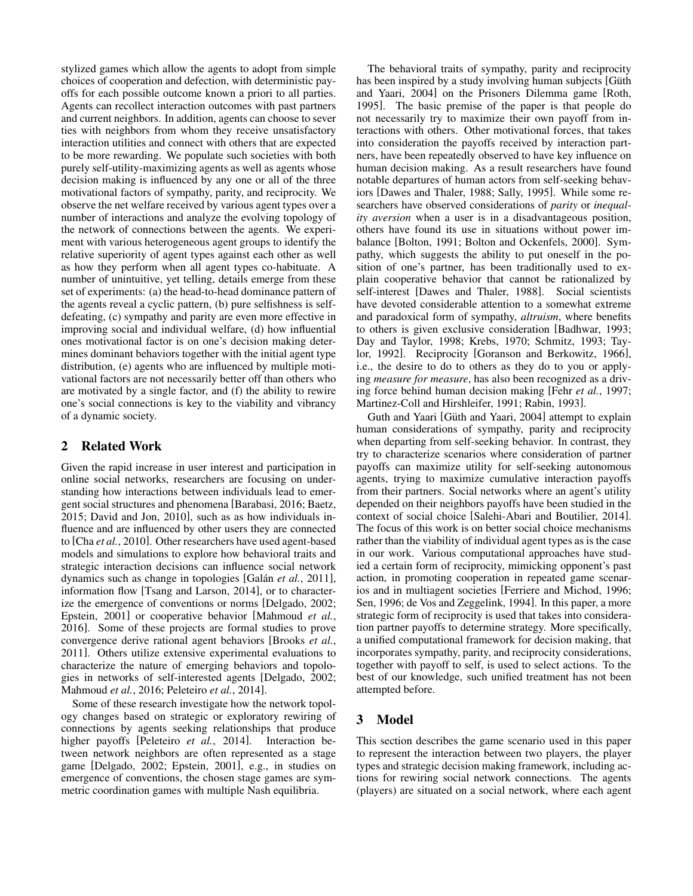stylized games which allow the agents to adopt from simple choices of cooperation and defection, with deterministic payoffs for each possible outcome known a priori to all parties. Agents can recollect interaction outcomes with past partners and current neighbors. In addition, agents can choose to sever ties with neighbors from whom they receive unsatisfactory interaction utilities and connect with others that are expected to be more rewarding. We populate such societies with both purely self-utility-maximizing agents as well as agents whose decision making is influenced by any one or all of the three motivational factors of sympathy, parity, and reciprocity. We observe the net welfare received by various agent types over a number of interactions and analyze the evolving topology of the network of connections between the agents. We experiment with various heterogeneous agent groups to identify the relative superiority of agent types against each other as well as how they perform when all agent types co-habituate. A number of unintuitive, yet telling, details emerge from these set of experiments: (a) the head-to-head dominance pattern of the agents reveal a cyclic pattern, (b) pure selfishness is self-defeating, (c) sympathy and parity are even more effective in improving social and individual welfare, (d) how influential ones motivational factor is on one's decision making determines dominant behaviors together with the initial agent type distribution, (e) agents who are influenced by multiple motivational factors are not necessarily better off than others who are motivated by a single factor, and (f) the ability to rewire one's social connections is key to the viability and vibrancy of a dynamic society.

## 2 Related Work

Given the rapid increase in user interest and participation in online social networks, researchers are focusing on understanding how interactions between individuals lead to emergent social structures and phenomena [Barabasi, 2016; Baetz, 2015; David and Jon, 2010], such as as how individuals influence and are influenced by other users they are connected to [Cha *et al.*, 2010]. Other researchers have used agent-based models and simulations to explore how behavioral traits and strategic interaction decisions can influence social network dynamics such as change in topologies [Galán *et al.*, 2011], information flow [Tsang and Larson, 2014], or to characterize the emergence of conventions or norms [Delgado, 2002; Epstein, 2001] or cooperative behavior [Mahmoud *et al.*, 2016]. Some of these projects are formal studies to prove convergence derive rational agent behaviors [Brooks *et al.*, 2011]. Others utilize extensive experimental evaluations to characterize the nature of emerging behaviors and topologies in networks of self-interested agents [Delgado, 2002; Mahmoud *et al.*, 2016; Peleteiro *et al.*, 2014].

Some of these research investigate how the network topology changes based on strategic or exploratory rewiring of connections by agents seeking relationships that produce higher payoffs [Peleteiro *et al.*, 2014]. Interaction between network neighbors are often represented as a stage game [Delgado, 2002; Epstein, 2001], e.g., in studies on emergence of conventions, the chosen stage games are symmetric coordination games with multiple Nash equilibria.

The behavioral traits of sympathy, parity and reciprocity has been inspired by a study involving human subjects [Güth and Yaari, 2004] on the Prisoners Dilemma game [Roth, 1995]. The basic premise of the paper is that people do not necessarily try to maximize their own payoff from interactions with others. Other motivational forces, that takes into consideration the payoffs received by interaction partners, have been repeatedly observed to have key influence on human decision making. As a result researchers have found notable departures of human actors from self-seeking behaviors [Dawes and Thaler, 1988; Sally, 1995]. While some researchers have observed considerations of *parity* or *inequality aversion* when a user is in a disadvantageous position, others have found its use in situations without power imbalance [Bolton, 1991; Bolton and Ockenfels, 2000]. Sympathy, which suggests the ability to put oneself in the position of one's partner, has been traditionally used to explain cooperative behavior that cannot be rationalized by self-interest [Dawes and Thaler, 1988]. Social scientists have devoted considerable attention to a somewhat extreme and paradoxical form of sympathy, *altruism*, where benefits to others is given exclusive consideration [Badhwar, 1993; Day and Taylor, 1998; Krebs, 1970; Schmitz, 1993; Taylor, 1992]. Reciprocity [Goranson and Berkowitz, 1966], i.e., the desire to do to others as they do to you or applying *measure for measure*, has also been recognized as a driving force behind human decision making [Fehr *et al.*, 1997; Martinez-Coll and Hirshleifer, 1991; Rabin, 1993].

Guth and Yaari [Güth and Yaari, 2004] attempt to explain human considerations of sympathy, parity and reciprocity when departing from self-seeking behavior. In contrast, they try to characterize scenarios where consideration of partner payoffs can maximize utility for self-seeking autonomous agents, trying to maximize cumulative interaction payoffs from their partners. Social networks where an agent's utility depended on their neighbors payoffs have been studied in the context of social choice [Salehi-Abari and Boutilier, 2014]. The focus of this work is on better social choice mechanisms rather than the viability of individual agent types as is the case in our work. Various computational approaches have studied a certain form of reciprocity, mimicking opponent's past action, in promoting cooperation in repeated game scenarios and in multiagent societies [Ferriere and Michod, 1996; Sen, 1996; de Vos and Zeggelink, 1994]. In this paper, a more strategic form of reciprocity is used that takes into consideration partner payoffs to determine strategy. More specifically, a unified computational framework for decision making, that incorporates sympathy, parity, and reciprocity considerations, together with payoff to self, is used to select actions. To the best of our knowledge, such unified treatment has not been attempted before.

## 3 Model

This section describes the game scenario used in this paper to represent the interaction between two players, the player types and strategic decision making framework, including actions for rewiring social network connections. The agents (players) are situated on a social network, where each agent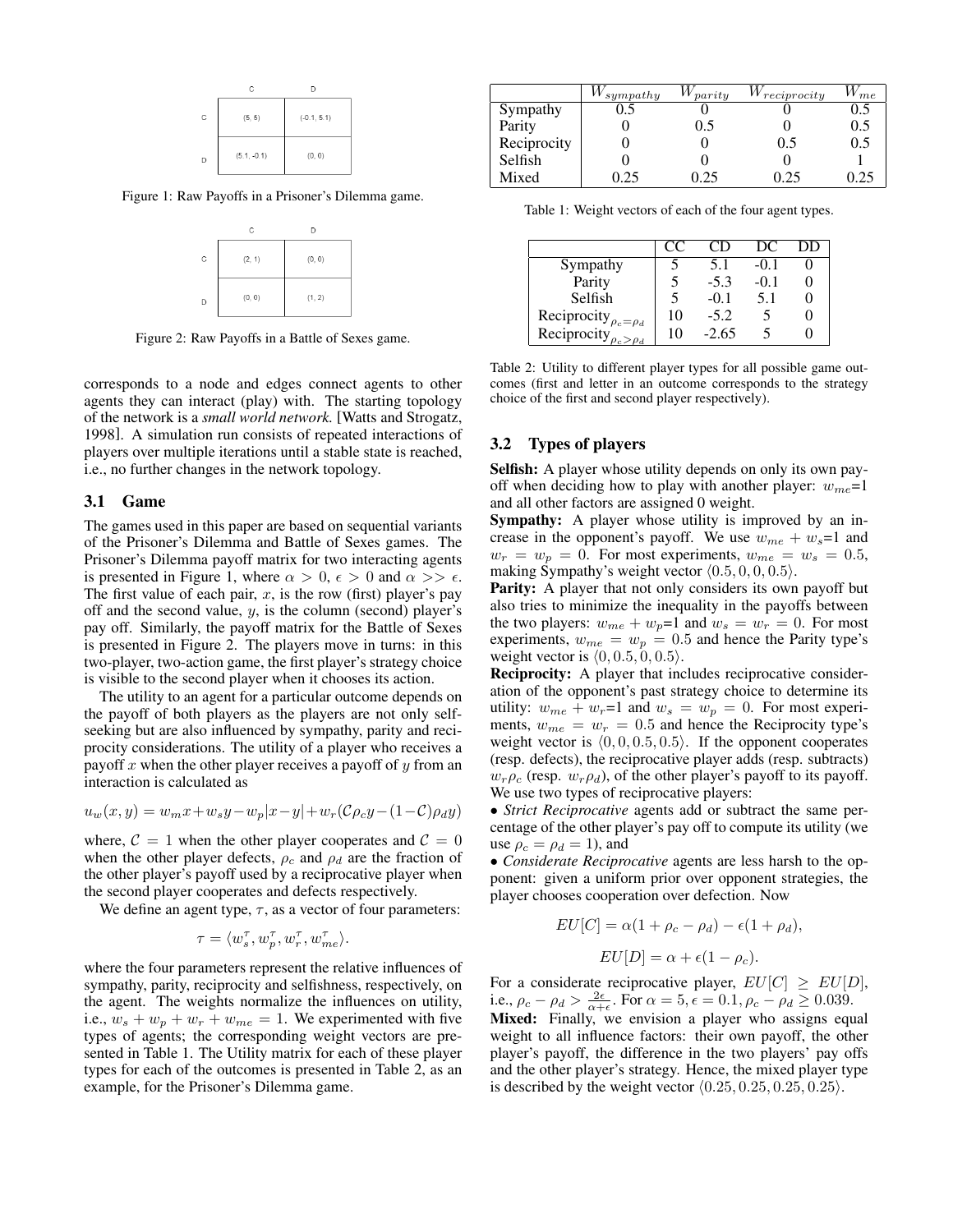|   | C | D |
|---|---|---|
| C | (5, 5) | (-0.1, 5.1) |
| D | (5.1, -0.1) | (0, 0) |

Figure 1: Raw Payoffs in a Prisoner's Dilemma game.

|   | C | D |
|---|---|---|
| C | (2, 1) | (0, 0) |
| D | (0, 0) | (1, 2) |

Figure 2: Raw Payoffs in a Battle of Sexes game.

corresponds to a node and edges connect agents to other agents they can interact (play) with. The starting topology of the network is a *small world network*. [Watts and Strogatz, 1998]. A simulation run consists of repeated interactions of players over multiple iterations until a stable state is reached, i.e., no further changes in the network topology.

### 3.1 Game

The games used in this paper are based on sequential variants of the Prisoner's Dilemma and Battle of Sexes games. The Prisoner's Dilemma payoff matrix for two interacting agents is presented in Figure 1, where $\alpha > 0$, $\epsilon > 0$ and $\alpha >> \epsilon$. The first value of each pair, $x$, is the row (first) player's pay off and the second value, $y$, is the column (second) player's pay off. Similarly, the payoff matrix for the Battle of Sexes is presented in Figure 2. The players move in turns: in this two-player, two-action game, the first player's strategy choice is visible to the second player when it chooses its action.

The utility to an agent for a particular outcome depends on the payoff of both players as the players are not only self-seeking but are also influenced by sympathy, parity and reciprocity considerations. The utility of a player who receives a payoff $x$ when the other player receives a payoff of $y$ from an interaction is calculated as

$$u_w(x, y) = w_m x + w_s y - w_p|x - y| + w_r(\mathcal{C}\rho_c y - (1-\mathcal{C})\rho_d y)$$

where, $\mathcal{C} = 1$ when the other player cooperates and $\mathcal{C} = 0$ when the other player defects, $\rho_c$ and $\rho_d$ are the fraction of the other player's payoff used by a reciprocative player when the second player cooperates and defects respectively.

We define an agent type, $\tau$, as a vector of four parameters:

$$\tau = \langle w_s^\tau, w_p^\tau, w_r^\tau, w_{me}^\tau \rangle.$$

where the four parameters represent the relative influences of sympathy, parity, reciprocity and selfishness, respectively, on the agent. The weights normalize the influences on utility, i.e., $w_s + w_p + w_r + w_{me} = 1$. We experimented with five types of agents; the corresponding weight vectors are presented in Table 1. The Utility matrix for each of these player types for each of the outcomes is presented in Table 2, as an example, for the Prisoner's Dilemma game.

|   | $W_{sympathy}$ | $W_{parity}$ | $W_{reciprocity}$ | $W_{me}$ |
|---|---|---|---|---|
| Sympathy | 0.5 | 0 | 0 | 0.5 |
| Parity | 0 | 0.5 | 0 | 0.5 |
| Reciprocity | 0 | 0 | 0.5 | 0.5 |
| Selfish | 0 | 0 | 0 | 1 |
| Mixed | 0.25 | 0.25 | 0.25 | 0.25 |

Table 1: Weight vectors of each of the four agent types.

|   | CC | CD | DC | DD |
|---|---|---|---|---|
| Sympathy | 5 | 5.1 | -0.1 | 0 |
| Parity | 5 | -5.3 | -0.1 | 0 |
| Selfish | 5 | -0.1 | 5.1 | 0 |
| Reciprocity$_{\rho_c=\rho_d}$ | 10 | -5.2 | 5 | 0 |
| Reciprocity$_{\rho_c>\rho_d}$ | 10 | -2.65 | 5 | 0 |

Table 2: Utility to different player types for all possible game outcomes (first and letter in an outcome corresponds to the strategy choice of the first and second player respectively).

### 3.2 Types of players

**Selfish:** A player whose utility depends on only its own payoff when deciding how to play with another player: $w_{me}$=1 and all other factors are assigned 0 weight.

**Sympathy:** A player whose utility is improved by an increase in the opponent's payoff. We use $w_{me} + w_s$=1 and $w_r = w_p = 0$. For most experiments, $w_{me} = w_s = 0.5$, making Sympathy's weight vector $\langle 0.5, 0, 0, 0.5 \rangle$.

**Parity:** A player that not only considers its own payoff but also tries to minimize the inequality in the payoffs between the two players: $w_{me} + w_p$=1 and $w_s = w_r = 0$. For most experiments, $w_{me} = w_p = 0.5$ and hence the Parity type's weight vector is $\langle 0, 0.5, 0, 0.5 \rangle$.

**Reciprocity:** A player that includes reciprocative consideration of the opponent's past strategy choice to determine its utility: $w_{me} + w_r$=1 and $w_s = w_p = 0$. For most experiments, $w_{me} = w_r = 0.5$ and hence the Reciprocity type's weight vector is $\langle 0, 0, 0.5, 0.5 \rangle$. If the opponent cooperates (resp. defects), the reciprocative player adds (resp. subtracts) $w_r\rho_c$ (resp. $w_r\rho_d$), of the other player's payoff to its payoff. We use two types of reciprocative players:

- *Strict Reciprocative* agents add or subtract the same percentage of the other player's pay off to compute its utility (we use $\rho_c = \rho_d = 1$), and
- *Considerate Reciprocative* agents are less harsh to the opponent: given a uniform prior over opponent strategies, the player chooses cooperation over defection. Now

$$EU[C] = \alpha(1 + \rho_c - \rho_d) - \epsilon(1 + \rho_d),$$

$$EU[D] = \alpha + \epsilon(1 - \rho_c).$$

For a considerate reciprocative player, $EU[C] \geq EU[D]$, i.e., $\rho_c - \rho_d > \frac{2\epsilon}{\alpha+\epsilon}$. For $\alpha = 5, \epsilon = 0.1, \rho_c - \rho_d \geq 0.039$.

**Mixed:** Finally, we envision a player who assigns equal weight to all influence factors: their own payoff, the other player's payoff, the difference in the two players' pay offs and the other player's strategy. Hence, the mixed player type is described by the weight vector $\langle 0.25, 0.25, 0.25, 0.25 \rangle$.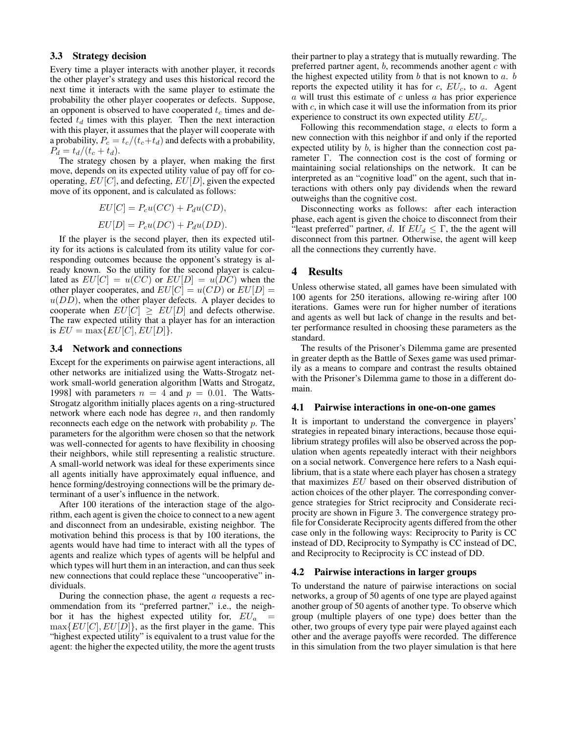### 3.3 Strategy decision

Every time a player interacts with another player, it records the other player's strategy and uses this historical record the next time it interacts with the same player to estimate the probability the other player cooperates or defects. Suppose, an opponent is observed to have cooperated $t_c$ times and defected $t_d$ times with this player. Then the next interaction with this player, it assumes that the player will cooperate with a probability, $P_c = t_c/(t_c+t_d)$ and defects with a probability, $P_d = t_d/(t_c + t_d)$.

The strategy chosen by a player, when making the first move, depends on its expected utility value of pay off for cooperating, $EU[C]$, and defecting, $EU[D]$, given the expected move of its opponent, and is calculated as follows:

$$EU[C] = P_c u(CC) + P_d u(CD),$$

$$EU[D] = P_c u(DC) + P_d u(DD).$$

If the player is the second player, then its expected utility for its actions is calculated from its utility value for corresponding outcomes because the opponent's strategy is already known. So the utility for the second player is calculated as $EU[C] = u(CC)$ or $EU[D] = u(DC)$ when the other player cooperates, and $EU[C] = u(CD)$ or $EU[D] = u(DD)$, when the other player defects. A player decides to cooperate when $EU[C] \geq EU[D]$ and defects otherwise. The raw expected utility that a player has for an interaction is $EU = \max\{EU[C], EU[D]\}$.

### 3.4 Network and connections

Except for the experiments on pairwise agent interactions, all other networks are initialized using the Watts-Strogatz network small-world generation algorithm [Watts and Strogatz, 1998] with parameters $n = 4$ and $p = 0.01$. The Watts-Strogatz algorithm initially places agents on a ring-structured network where each node has degree $n$, and then randomly reconnects each edge on the network with probability $p$. The parameters for the algorithm were chosen so that the network was well-connected for agents to have flexibility in choosing their neighbors, while still representing a realistic structure. A small-world network was ideal for these experiments since all agents initially have approximately equal influence, and hence forming/destroying connections will be the primary determinant of a user's influence in the network.

After 100 iterations of the interaction stage of the algorithm, each agent is given the choice to connect to a new agent and disconnect from an undesirable, existing neighbor. The motivation behind this process is that by 100 iterations, the agents would have had time to interact with all the types of agents and realize which types of agents will be helpful and which types will hurt them in an interaction, and can thus seek new connections that could replace these "uncooperative" individuals.

During the connection phase, the agent $a$ requests a recommendation from its "preferred partner," i.e., the neighbor it has the highest expected utility for, $EU_a = \max\{EU[C], EU[D]\}$, as the first player in the game. This "highest expected utility" is equivalent to a trust value for the agent: the higher the expected utility, the more the agent trusts their partner to play a strategy that is mutually rewarding. The preferred partner agent, $b$, recommends another agent $c$ with the highest expected utility from $b$ that is not known to $a$. $b$ reports the expected utility it has for $c$, $EU_c$, to $a$. Agent $a$ will trust this estimate of $c$ unless $a$ has prior experience with $c$, in which case it will use the information from its prior experience to construct its own expected utility $EU_c$.

Following this recommendation stage, $a$ elects to form a new connection with this neighbor if and only if the reported expected utility by $b$, is higher than the connection cost parameter $\Gamma$. The connection cost is the cost of forming or maintaining social relationships on the network. It can be interpreted as an "cognitive load" on the agent, such that interactions with others only pay dividends when the reward outweighs than the cognitive cost.

Disconnecting works as follows: after each interaction phase, each agent is given the choice to disconnect from their "least preferred" partner, $d$. If $EU_d \leq \Gamma$, the the agent will disconnect from this partner. Otherwise, the agent will keep all the connections they currently have.

## 4 Results

Unless otherwise stated, all games have been simulated with 100 agents for 250 iterations, allowing re-wiring after 100 iterations. Games were run for higher number of iterations and agents as well but lack of change in the results and better performance resulted in choosing these parameters as the standard.

The results of the Prisoner's Dilemma game are presented in greater depth as the Battle of Sexes game was used primarily as a means to compare and contrast the results obtained with the Prisoner's Dilemma game to those in a different domain.

### 4.1 Pairwise interactions in one-on-one games

It is important to understand the convergence in players' strategies in repeated binary interactions, because those equilibrium strategy profiles will also be observed across the population when agents repeatedly interact with their neighbors on a social network. Convergence here refers to a Nash equilibrium, that is a state where each player has chosen a strategy that maximizes $EU$ based on their observed distribution of action choices of the other player. The corresponding convergence strategies for Strict reciprocity and Considerate reciprocity are shown in Figure 3. The convergence strategy profile for Considerate Reciprocity agents differed from the other case only in the following ways: Reciprocity to Parity is CC instead of DD, Reciprocity to Sympathy is CC instead of DC, and Reciprocity to Reciprocity is CC instead of DD.

### 4.2 Pairwise interactions in larger groups

To understand the nature of pairwise interactions on social networks, a group of 50 agents of one type are played against another group of 50 agents of another type. To observe which group (multiple players of one type) does better than the other, two groups of every type pair were played against each other and the average payoffs were recorded. The difference in this simulation from the two player simulation is that here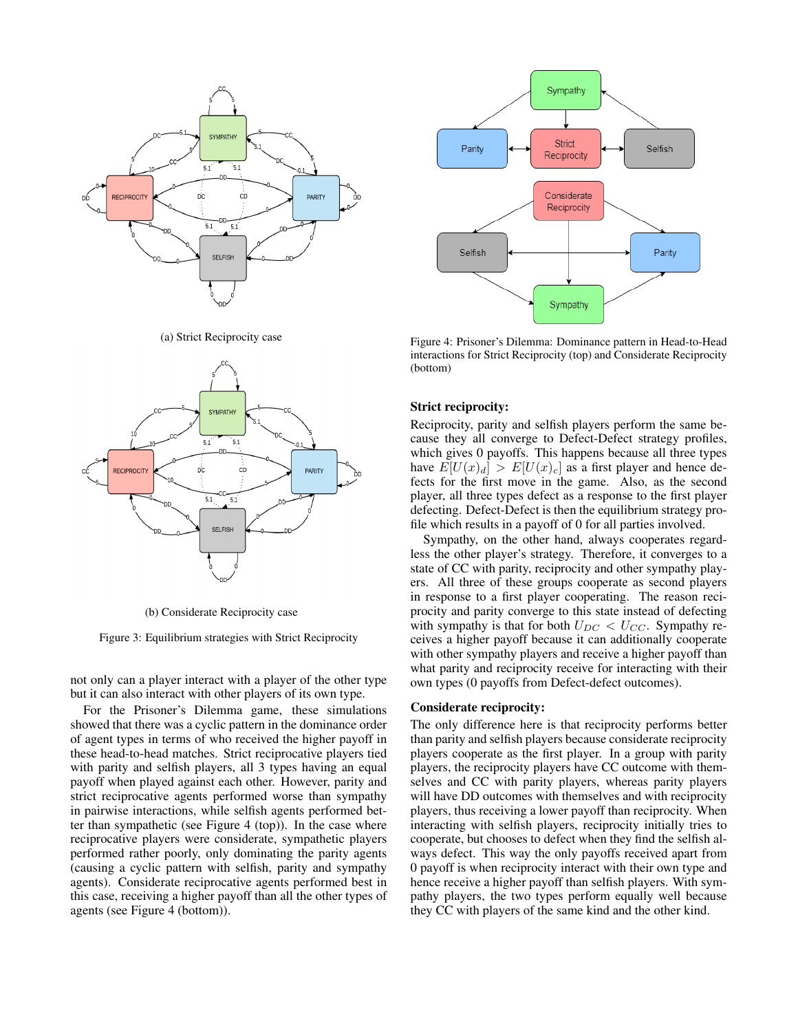(a) Strict Reciprocity case

(b) Considerate Reciprocity case

Figure 3: Equilibrium strategies with Strict Reciprocity

not only can a player interact with a player of the other type but it can also interact with other players of its own type.

For the Prisoner's Dilemma game, these simulations showed that there was a cyclic pattern in the dominance order of agent types in terms of who received the higher payoff in these head-to-head matches. Strict reciprocative players tied with parity and selfish players, all 3 types having an equal payoff when played against each other. However, parity and strict reciprocative agents performed worse than sympathy in pairwise interactions, while selfish agents performed better than sympathetic (see Figure 4 (top)). In the case where reciprocative players were considerate, sympathetic players performed rather poorly, only dominating the parity agents (causing a cyclic pattern with selfish, parity and sympathy agents). Considerate reciprocative agents performed best in this case, receiving a higher payoff than all the other types of agents (see Figure 4 (bottom)).

Figure 4: Prisoner's Dilemma: Dominance pattern in Head-to-Head interactions for Strict Reciprocity (top) and Considerate Reciprocity (bottom)

**Strict reciprocity:**

Reciprocity, parity and selfish players perform the same because they all converge to Defect-Defect strategy profiles, which gives 0 payoffs. This happens because all three types have $E[U(x)_d] > E[U(x)_c]$ as a first player and hence defects for the first move in the game. Also, as the second player, all three types defect as a response to the first player defecting. Defect-Defect is then the equilibrium strategy profile which results in a payoff of 0 for all parties involved.

Sympathy, on the other hand, always cooperates regardless the other player's strategy. Therefore, it converges to a state of CC with parity, reciprocity and other sympathy players. All three of these groups cooperate as second players in response to a first player cooperating. The reason reciprocity and parity converge to this state instead of defecting with sympathy is that for both $U_{DC} < U_{CC}$. Sympathy receives a higher payoff because it can additionally cooperate with other sympathy players and receive a higher payoff than what parity and reciprocity receive for interacting with their own types (0 payoffs from Defect-defect outcomes).

**Considerate reciprocity:**

The only difference here is that reciprocity performs better than parity and selfish players because considerate reciprocity players cooperate as the first player. In a group with parity players, the reciprocity players have CC outcome with themselves and CC with parity players, whereas parity players will have DD outcomes with themselves and with reciprocity players, thus receiving a lower payoff than reciprocity. When interacting with selfish players, reciprocity initially tries to cooperate, but chooses to defect when they find the selfish always defect. This way the only payoffs received apart from 0 payoff is when reciprocity interact with their own type and hence receive a higher payoff than selfish players. With sympathy players, the two types perform equally well because they CC with players of the same kind and the other kind.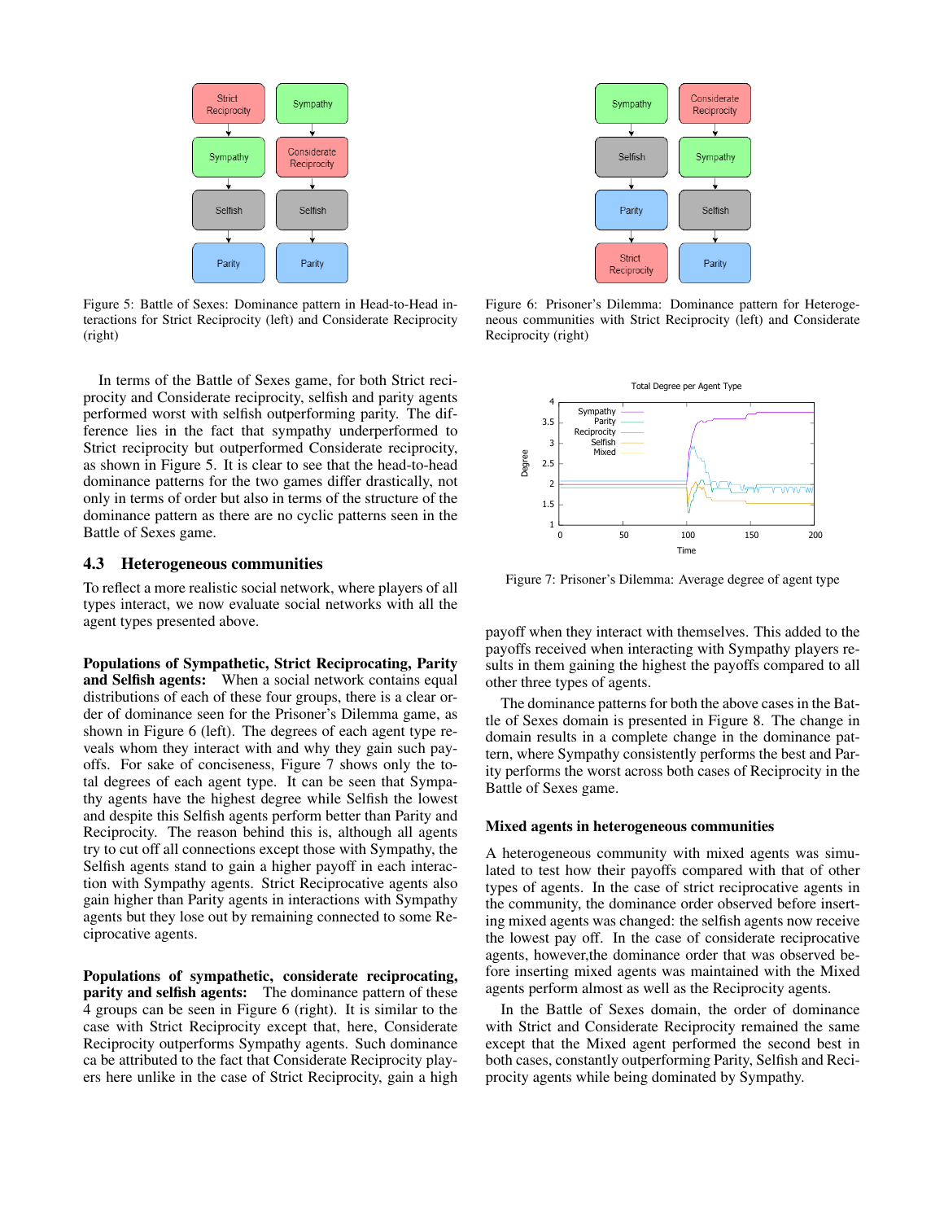Figure 5: Battle of Sexes: Dominance pattern in Head-to-Head interactions for Strict Reciprocity (left) and Considerate Reciprocity (right)

Figure 6: Prisoner's Dilemma: Dominance pattern for Heterogeneous communities with Strict Reciprocity (left) and Considerate Reciprocity (right)

In terms of the Battle of Sexes game, for both Strict reciprocity and Considerate reciprocity, selfish and parity agents performed worst with selfish outperforming parity. The difference lies in the fact that sympathy underperformed to Strict reciprocity but outperformed Considerate reciprocity, as shown in Figure 5. It is clear to see that the head-to-head dominance patterns for the two games differ drastically, not only in terms of order but also in terms of the structure of the dominance pattern as there are no cyclic patterns seen in the Battle of Sexes game.

## 4.3 Heterogeneous communities

To reflect a more realistic social network, where players of all types interact, we now evaluate social networks with all the agent types presented above.

**Populations of Sympathetic, Strict Reciprocating, Parity and Selfish agents:** When a social network contains equal distributions of each of these four groups, there is a clear order of dominance seen for the Prisoner's Dilemma game, as shown in Figure 6 (left). The degrees of each agent type reveals whom they interact with and why they gain such payoffs. For sake of conciseness, Figure 7 shows only the total degrees of each agent type. It can be seen that Sympathy agents have the highest degree while Selfish the lowest and despite this Selfish agents perform better than Parity and Reciprocity. The reason behind this is, although all agents try to cut off all connections except those with Sympathy, the Selfish agents stand to gain a higher payoff in each interaction with Sympathy agents. Strict Reciprocative agents also gain higher than Parity agents in interactions with Sympathy agents but they lose out by remaining connected to some Reciprocative agents.

**Populations of sympathetic, considerate reciprocating, parity and selfish agents:** The dominance pattern of these 4 groups can be seen in Figure 6 (right). It is similar to the case with Strict Reciprocity except that, here, Considerate Reciprocity outperforms Sympathy agents. Such dominance ca be attributed to the fact that Considerate Reciprocity players here unlike in the case of Strict Reciprocity, gain a high payoff when they interact with themselves. This added to the payoffs received when interacting with Sympathy players results in them gaining the highest the payoffs compared to all other three types of agents.

Figure 7: Prisoner's Dilemma: Average degree of agent type

The dominance patterns for both the above cases in the Battle of Sexes domain is presented in Figure 8. The change in domain results in a complete change in the dominance pattern, where Sympathy consistently performs the best and Parity performs the worst across both cases of Reciprocity in the Battle of Sexes game.

### Mixed agents in heterogeneous communities

A heterogeneous community with mixed agents was simulated to test how their payoffs compared with that of other types of agents. In the case of strict reciprocative agents in the community, the dominance order observed before inserting mixed agents was changed: the selfish agents now receive the lowest pay off. In the case of considerate reciprocative agents, however,the dominance order that was observed before inserting mixed agents was maintained with the Mixed agents perform almost as well as the Reciprocity agents.

In the Battle of Sexes domain, the order of dominance with Strict and Considerate Reciprocity remained the same except that the Mixed agent performed the second best in both cases, constantly outperforming Parity, Selfish and Reciprocity agents while being dominated by Sympathy.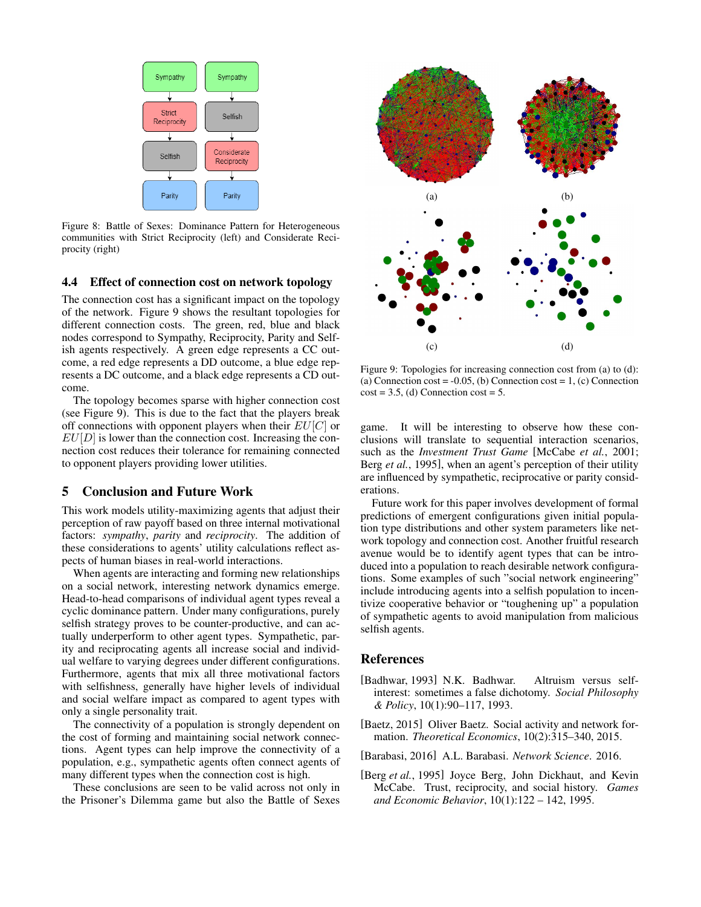Figure 8: Battle of Sexes: Dominance Pattern for Heterogeneous communities with Strict Reciprocity (left) and Considerate Reciprocity (right)

### 4.4 Effect of connection cost on network topology

The connection cost has a significant impact on the topology of the network. Figure 9 shows the resultant topologies for different connection costs. The green, red, blue and black nodes correspond to Sympathy, Reciprocity, Parity and Selfish agents respectively. A green edge represents a CC outcome, a red edge represents a DD outcome, a blue edge represents a DC outcome, and a black edge represents a CD outcome.

The topology becomes sparse with higher connection cost (see Figure 9). This is due to the fact that the players break off connections with opponent players when their $EU[C]$ or $EU[D]$ is lower than the connection cost. Increasing the connection cost reduces their tolerance for remaining connected to opponent players providing lower utilities.

Figure 9: Topologies for increasing connection cost from (a) to (d): (a) Connection cost = -0.05, (b) Connection cost = 1, (c) Connection cost = 3.5, (d) Connection cost = 5.

## 5 Conclusion and Future Work

This work models utility-maximizing agents that adjust their perception of raw payoff based on three internal motivational factors: *sympathy*, *parity* and *reciprocity*. The addition of these considerations to agents' utility calculations reflect aspects of human biases in real-world interactions.

When agents are interacting and forming new relationships on a social network, interesting network dynamics emerge. Head-to-head comparisons of individual agent types reveal a cyclic dominance pattern. Under many configurations, purely selfish strategy proves to be counter-productive, and can actually underperform to other agent types. Sympathetic, parity and reciprocating agents all increase social and individual welfare to varying degrees under different configurations. Furthermore, agents that mix all three motivational factors with selfishness, generally have higher levels of individual and social welfare impact as compared to agent types with only a single personality trait.

The connectivity of a population is strongly dependent on the cost of forming and maintaining social network connections. Agent types can help improve the connectivity of a population, e.g., sympathetic agents often connect agents of many different types when the connection cost is high.

These conclusions are seen to be valid across not only in the Prisoner's Dilemma game but also the Battle of Sexes game. It will be interesting to observe how these conclusions will translate to sequential interaction scenarios, such as the *Investment Trust Game* [McCabe *et al.*, 2001; Berg *et al.*, 1995], when an agent's perception of their utility are influenced by sympathetic, reciprocative or parity considerations.

Future work for this paper involves development of formal predictions of emergent configurations given initial population type distributions and other system parameters like network topology and connection cost. Another fruitful research avenue would be to identify agent types that can be introduced into a population to reach desirable network configurations. Some examples of such "social network engineering" include introducing agents into a selfish population to incentivize cooperative behavior or "toughening up" a population of sympathetic agents to avoid manipulation from malicious selfish agents.

## References

[Badhwar, 1993] N.K. Badhwar. Altruism versus self-interest: sometimes a false dichotomy. *Social Philosophy & Policy*, 10(1):90–117, 1993.

[Baetz, 2015] Oliver Baetz. Social activity and network formation. *Theoretical Economics*, 10(2):315–340, 2015.

[Barabasi, 2016] A.L. Barabasi. *Network Science*. 2016.

[Berg *et al.*, 1995] Joyce Berg, John Dickhaut, and Kevin McCabe. Trust, reciprocity, and social history. *Games and Economic Behavior*, 10(1):122 – 142, 1995.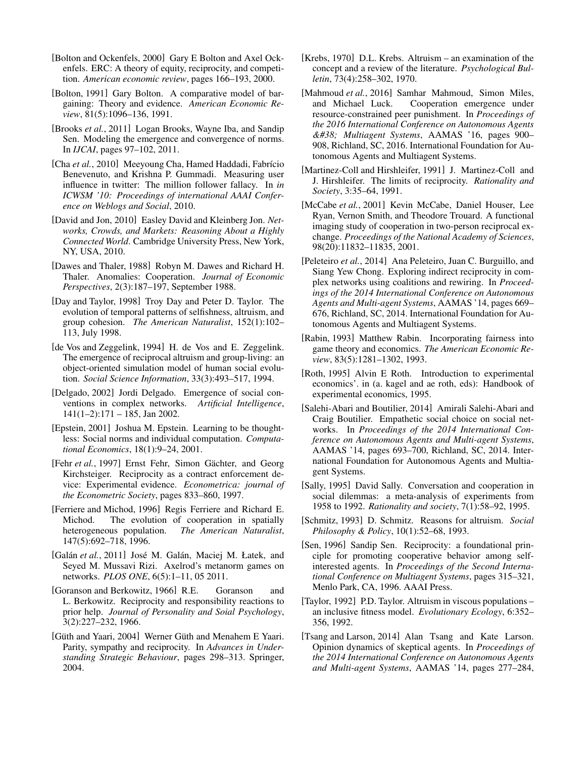[Bolton and Ockenfels, 2000] Gary E Bolton and Axel Ockenfels. ERC: A theory of equity, reciprocity, and competition. *American economic review*, pages 166–193, 2000.

[Bolton, 1991] Gary Bolton. A comparative model of bargaining: Theory and evidence. *American Economic Review*, 81(5):1096–136, 1991.

[Brooks *et al.*, 2011] Logan Brooks, Wayne Iba, and Sandip Sen. Modeling the emergence and convergence of norms. In *IJCAI*, pages 97–102, 2011.

[Cha *et al.*, 2010] Meeyoung Cha, Hamed Haddadi, Fabrício Benevenuto, and Krishna P. Gummadi. Measuring user influence in twitter: The million follower fallacy. In *in ICWSM '10: Proceedings of international AAAI Conference on Weblogs and Social*, 2010.

[David and Jon, 2010] Easley David and Kleinberg Jon. *Networks, Crowds, and Markets: Reasoning About a Highly Connected World*. Cambridge University Press, New York, NY, USA, 2010.

[Dawes and Thaler, 1988] Robyn M. Dawes and Richard H. Thaler. Anomalies: Cooperation. *Journal of Economic Perspectives*, 2(3):187–197, September 1988.

[Day and Taylor, 1998] Troy Day and Peter D. Taylor. The evolution of temporal patterns of selfishness, altruism, and group cohesion. *The American Naturalist*, 152(1):102–113, July 1998.

[de Vos and Zeggelink, 1994] H. de Vos and E. Zeggelink. The emergence of reciprocal altruism and group-living: an object-oriented simulation model of human social evolution. *Social Science Information*, 33(3):493–517, 1994.

[Delgado, 2002] Jordi Delgado. Emergence of social conventions in complex networks. *Artificial Intelligence*, 141(1–2):171 – 185, Jan 2002.

[Epstein, 2001] Joshua M. Epstein. Learning to be thoughtless: Social norms and individual computation. *Computational Economics*, 18(1):9–24, 2001.

[Fehr *et al.*, 1997] Ernst Fehr, Simon Gächter, and Georg Kirchsteiger. Reciprocity as a contract enforcement device: Experimental evidence. *Econometrica: journal of the Econometric Society*, pages 833–860, 1997.

[Ferriere and Michod, 1996] Regis Ferriere and Richard E. Michod. The evolution of cooperation in spatially heterogeneous population. *The American Naturalist*, 147(5):692–718, 1996.

[Galán *et al.*, 2011] José M. Galán, Maciej M. Łatek, and Seyed M. Mussavi Rizi. Axelrod's metanorm games on networks. *PLOS ONE*, 6(5):1–11, 05 2011.

[Goranson and Berkowitz, 1966] R.E. Goranson and L. Berkowitz. Reciprocity and responsibility reactions to prior help. *Journal of Personality and Soial Psychology*, 3(2):227–232, 1966.

[Güth and Yaari, 2004] Werner Güth and Menahem E Yaari. Parity, sympathy and reciprocity. In *Advances in Understanding Strategic Behaviour*, pages 298–313. Springer, 2004.

[Krebs, 1970] D.L. Krebs. Altruism – an examination of the concept and a review of the literature. *Psychological Bulletin*, 73(4):258–302, 1970.

[Mahmoud *et al.*, 2016] Samhar Mahmoud, Simon Miles, and Michael Luck. Cooperation emergence under resource-constrained peer punishment. In *Proceedings of the 2016 International Conference on Autonomous Agents &#38; Multiagent Systems*, AAMAS '16, pages 900–908, Richland, SC, 2016. International Foundation for Autonomous Agents and Multiagent Systems.

[Martinez-Coll and Hirshleifer, 1991] J. Martinez-Coll and J. Hirshleifer. The limits of reciprocity. *Rationality and Society*, 3:35–64, 1991.

[McCabe *et al.*, 2001] Kevin McCabe, Daniel Houser, Lee Ryan, Vernon Smith, and Theodore Trouard. A functional imaging study of cooperation in two-person reciprocal exchange. *Proceedings of the National Academy of Sciences*, 98(20):11832–11835, 2001.

[Peleteiro *et al.*, 2014] Ana Peleteiro, Juan C. Burguillo, and Siang Yew Chong. Exploring indirect reciprocity in complex networks using coalitions and rewiring. In *Proceedings of the 2014 International Conference on Autonomous Agents and Multi-agent Systems*, AAMAS '14, pages 669–676, Richland, SC, 2014. International Foundation for Autonomous Agents and Multiagent Systems.

[Rabin, 1993] Matthew Rabin. Incorporating fairness into game theory and economics. *The American Economic Review*, 83(5):1281–1302, 1993.

[Roth, 1995] Alvin E Roth. Introduction to experimental economics'. in (a. kagel and ae roth, eds): Handbook of experimental economics, 1995.

[Salehi-Abari and Boutilier, 2014] Amirali Salehi-Abari and Craig Boutilier. Empathetic social choice on social networks. In *Proceedings of the 2014 International Conference on Autonomous Agents and Multi-agent Systems*, AAMAS '14, pages 693–700, Richland, SC, 2014. International Foundation for Autonomous Agents and Multiagent Systems.

[Sally, 1995] David Sally. Conversation and cooperation in social dilemmas: a meta-analysis of experiments from 1958 to 1992. *Rationality and society*, 7(1):58–92, 1995.

[Schmitz, 1993] D. Schmitz. Reasons for altruism. *Social Philosophy & Policy*, 10(1):52–68, 1993.

[Sen, 1996] Sandip Sen. Reciprocity: a foundational principle for promoting cooperative behavior among self-interested agents. In *Proceedings of the Second International Conference on Multiagent Systems*, pages 315–321, Menlo Park, CA, 1996. AAAI Press.

[Taylor, 1992] P.D. Taylor. Altruism in viscous populations – an inclusive fitness model. *Evolutionary Ecology*, 6:352–356, 1992.

[Tsang and Larson, 2014] Alan Tsang and Kate Larson. Opinion dynamics of skeptical agents. In *Proceedings of the 2014 International Conference on Autonomous Agents and Multi-agent Systems*, AAMAS '14, pages 277–284,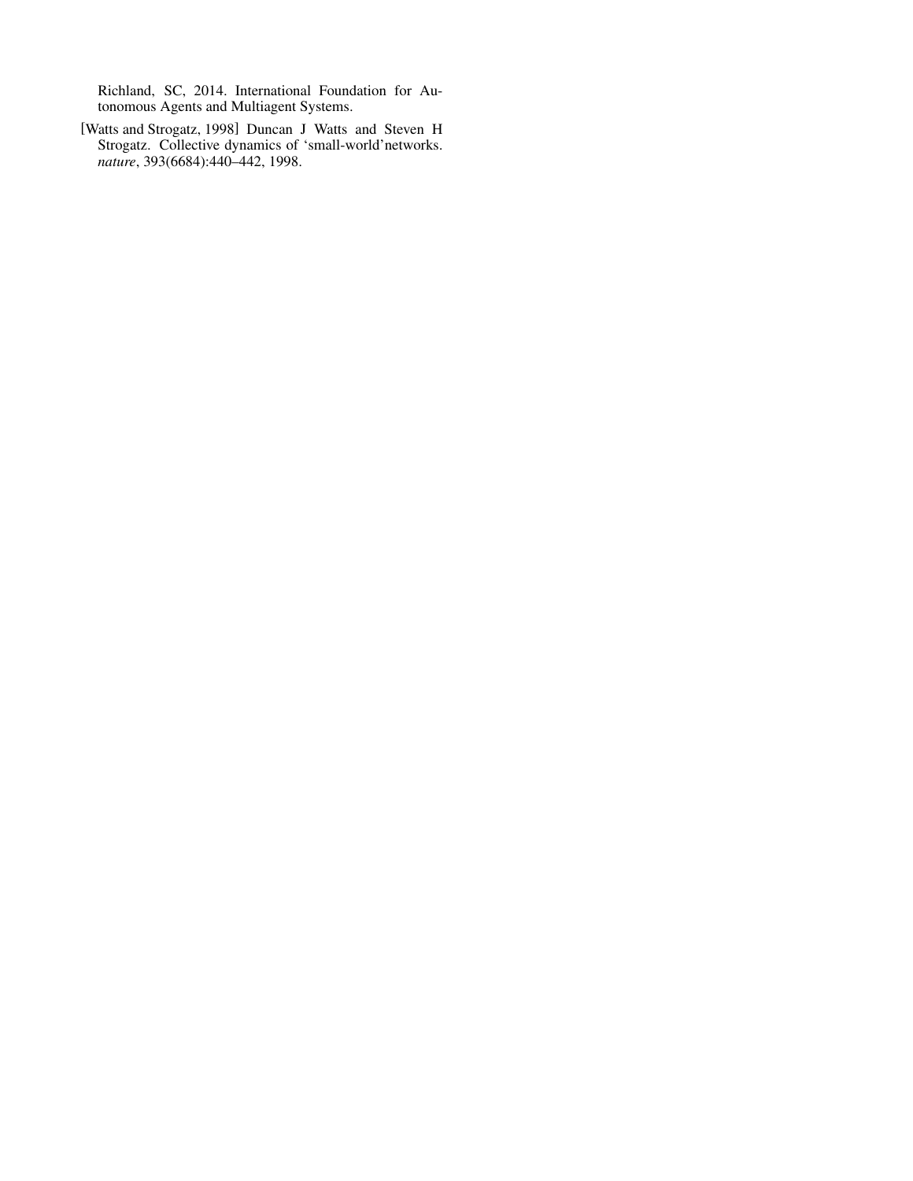Richland, SC, 2014. International Foundation for Autonomous Agents and Multiagent Systems.

[Watts and Strogatz, 1998] Duncan J Watts and Steven H Strogatz. Collective dynamics of 'small-world'networks. *nature*, 393(6684):440–442, 1998.